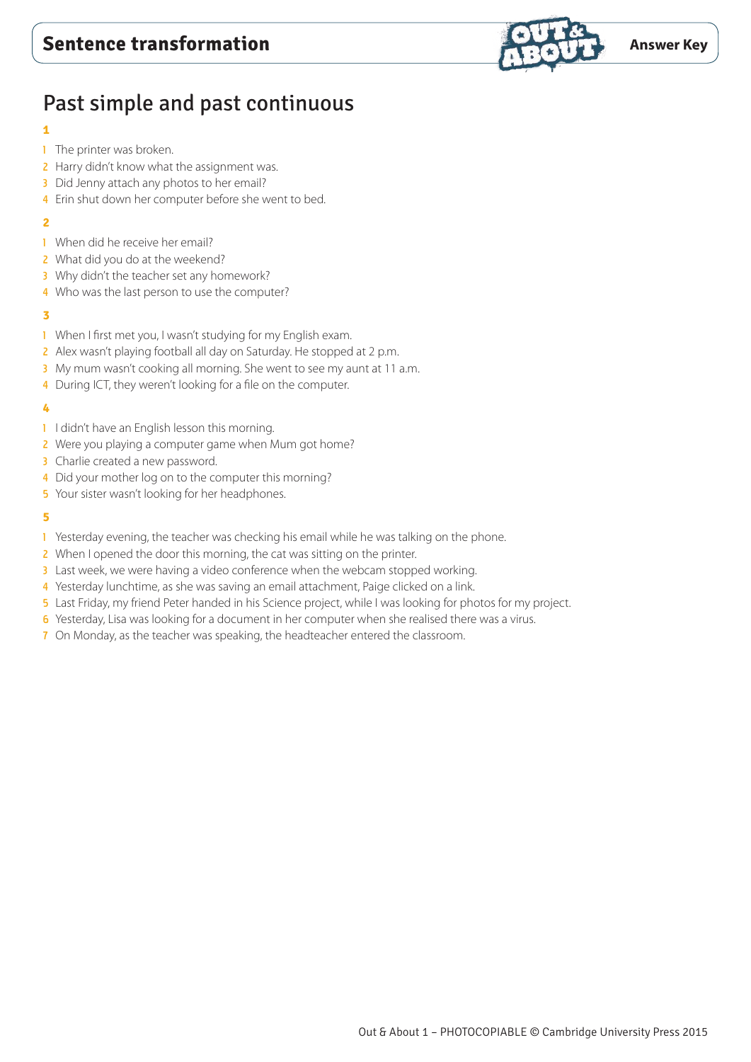# Sentence transformation

**Answer Key**

## Past simple and past continuous

**1**

1. The printer was broken.
2. Harry didn't know what the assignment was.
3. Did Jenny attach any photos to her email?
4. Erin shut down her computer before she went to bed.

**2**

1. When did he receive her email?
2. What did you do at the weekend?
3. Why didn't the teacher set any homework?
4. Who was the last person to use the computer?

**3**

1. When I first met you, I wasn't studying for my English exam.
2. Alex wasn't playing football all day on Saturday. He stopped at 2 p.m.
3. My mum wasn't cooking all morning. She went to see my aunt at 11 a.m.
4. During ICT, they weren't looking for a file on the computer.

**4**

1. I didn't have an English lesson this morning.
2. Were you playing a computer game when Mum got home?
3. Charlie created a new password.
4. Did your mother log on to the computer this morning?
5. Your sister wasn't looking for her headphones.

**5**

1. Yesterday evening, the teacher was checking his email while he was talking on the phone.
2. When I opened the door this morning, the cat was sitting on the printer.
3. Last week, we were having a video conference when the webcam stopped working.
4. Yesterday lunchtime, as she was saving an email attachment, Paige clicked on a link.
5. Last Friday, my friend Peter handed in his Science project, while I was looking for photos for my project.
6. Yesterday, Lisa was looking for a document in her computer when she realised there was a virus.
7. On Monday, as the teacher was speaking, the headteacher entered the classroom.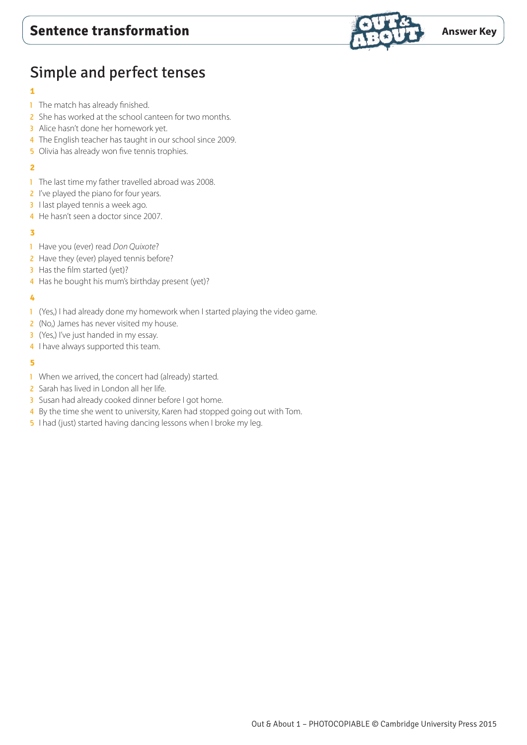# Sentence transformation

**Answer Key**

## Simple and perfect tenses

**1**

1 The match has already finished.
2 She has worked at the school canteen for two months.
3 Alice hasn't done her homework yet.
4 The English teacher has taught in our school since 2009.
5 Olivia has already won five tennis trophies.

**2**

1 The last time my father travelled abroad was 2008.
2 I've played the piano for four years.
3 I last played tennis a week ago.
4 He hasn't seen a doctor since 2007.

**3**

1 Have you (ever) read *Don Quixote*?
2 Have they (ever) played tennis before?
3 Has the film started (yet)?
4 Has he bought his mum's birthday present (yet)?

**4**

1 (Yes,) I had already done my homework when I started playing the video game.
2 (No,) James has never visited my house.
3 (Yes,) I've just handed in my essay.
4 I have always supported this team.

**5**

1 When we arrived, the concert had (already) started.
2 Sarah has lived in London all her life.
3 Susan had already cooked dinner before I got home.
4 By the time she went to university, Karen had stopped going out with Tom.
5 I had (just) started having dancing lessons when I broke my leg.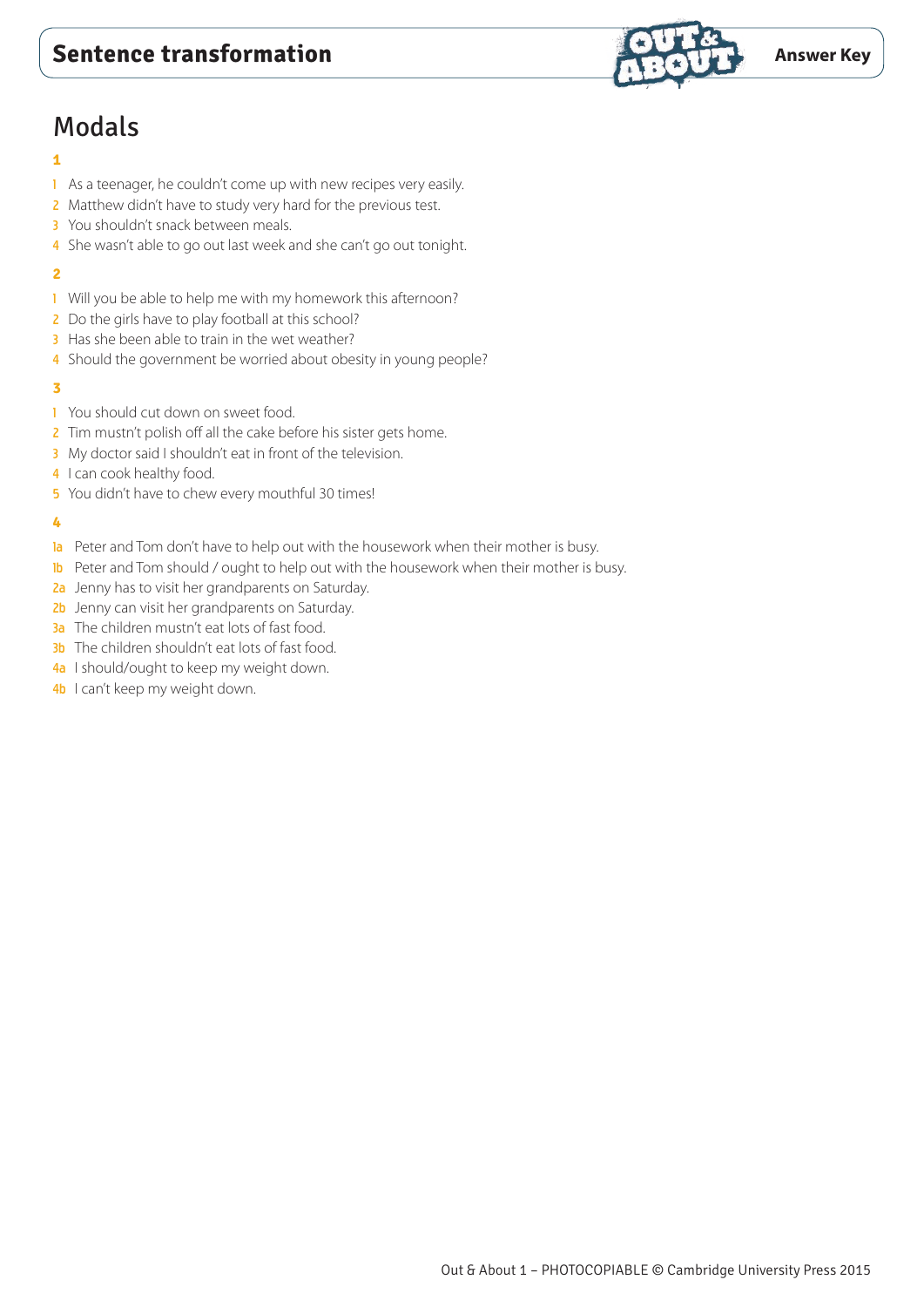# Sentence transformation

Answer Key

## Modals

**1**

1. As a teenager, he couldn't come up with new recipes very easily.
2. Matthew didn't have to study very hard for the previous test.
3. You shouldn't snack between meals.
4. She wasn't able to go out last week and she can't go out tonight.

**2**

1. Will you be able to help me with my homework this afternoon?
2. Do the girls have to play football at this school?
3. Has she been able to train in the wet weather?
4. Should the government be worried about obesity in young people?

**3**

1. You should cut down on sweet food.
2. Tim mustn't polish off all the cake before his sister gets home.
3. My doctor said I shouldn't eat in front of the television.
4. I can cook healthy food.
5. You didn't have to chew every mouthful 30 times!

**4**

1a Peter and Tom don't have to help out with the housework when their mother is busy.
1b Peter and Tom should / ought to help out with the housework when their mother is busy.
2a Jenny has to visit her grandparents on Saturday.
2b Jenny can visit her grandparents on Saturday.
3a The children mustn't eat lots of fast food.
3b The children shouldn't eat lots of fast food.
4a I should/ought to keep my weight down.
4b I can't keep my weight down.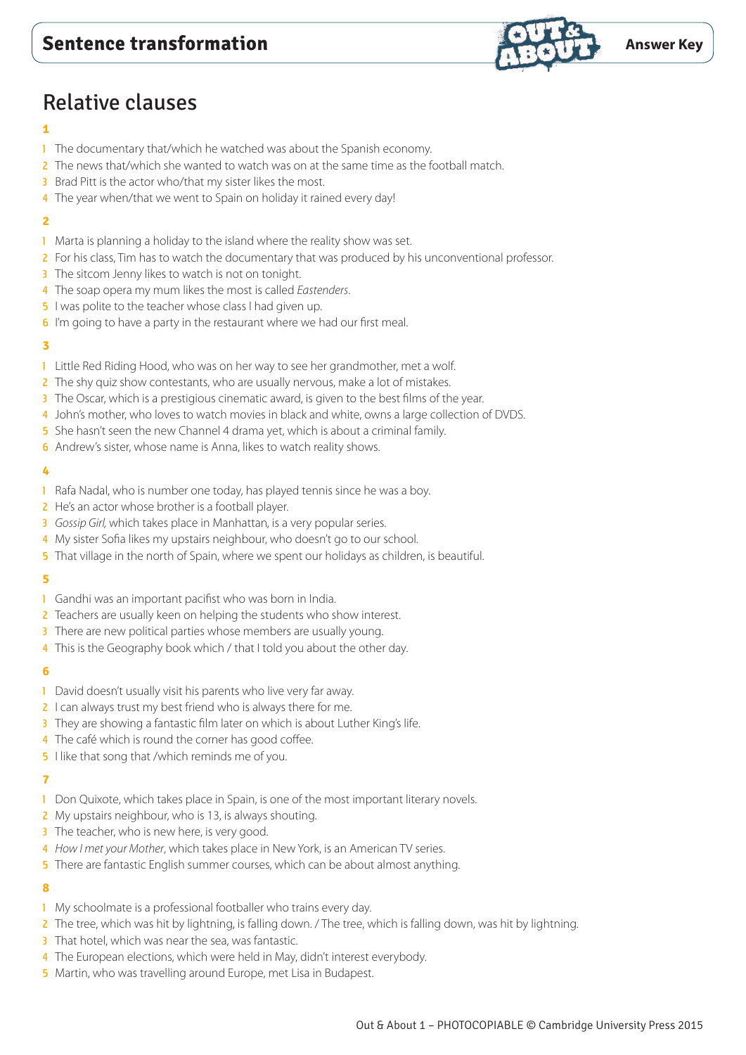# Sentence transformation

**Answer Key**

## Relative clauses

**1**

1. The documentary that/which he watched was about the Spanish economy.
2. The news that/which she wanted to watch was on at the same time as the football match.
3. Brad Pitt is the actor who/that my sister likes the most.
4. The year when/that we went to Spain on holiday it rained every day!

**2**

1. Marta is planning a holiday to the island where the reality show was set.
2. For his class, Tim has to watch the documentary that was produced by his unconventional professor.
3. The sitcom Jenny likes to watch is not on tonight.
4. The soap opera my mum likes the most is called *Eastenders*.
5. I was polite to the teacher whose class I had given up.
6. I'm going to have a party in the restaurant where we had our first meal.

**3**

1. Little Red Riding Hood, who was on her way to see her grandmother, met a wolf.
2. The shy quiz show contestants, who are usually nervous, make a lot of mistakes.
3. The Oscar, which is a prestigious cinematic award, is given to the best films of the year.
4. John's mother, who loves to watch movies in black and white, owns a large collection of DVDS.
5. She hasn't seen the new Channel 4 drama yet, which is about a criminal family.
6. Andrew's sister, whose name is Anna, likes to watch reality shows.

**4**

1. Rafa Nadal, who is number one today, has played tennis since he was a boy.
2. He's an actor whose brother is a football player.
3. *Gossip Girl*, which takes place in Manhattan, is a very popular series.
4. My sister Sofia likes my upstairs neighbour, who doesn't go to our school.
5. That village in the north of Spain, where we spent our holidays as children, is beautiful.

**5**

1. Gandhi was an important pacifist who was born in India.
2. Teachers are usually keen on helping the students who show interest.
3. There are new political parties whose members are usually young.
4. This is the Geography book which / that I told you about the other day.

**6**

1. David doesn't usually visit his parents who live very far away.
2. I can always trust my best friend who is always there for me.
3. They are showing a fantastic film later on which is about Luther King's life.
4. The café which is round the corner has good coffee.
5. I like that song that /which reminds me of you.

**7**

1. Don Quixote, which takes place in Spain, is one of the most important literary novels.
2. My upstairs neighbour, who is 13, is always shouting.
3. The teacher, who is new here, is very good.
4. *How I met your Mother*, which takes place in New York, is an American TV series.
5. There are fantastic English summer courses, which can be about almost anything.

**8**

1. My schoolmate is a professional footballer who trains every day.
2. The tree, which was hit by lightning, is falling down. / The tree, which is falling down, was hit by lightning.
3. That hotel, which was near the sea, was fantastic.
4. The European elections, which were held in May, didn't interest everybody.
5. Martin, who was travelling around Europe, met Lisa in Budapest.

Out & About 1 – PHOTOCOPIABLE © Cambridge University Press 2015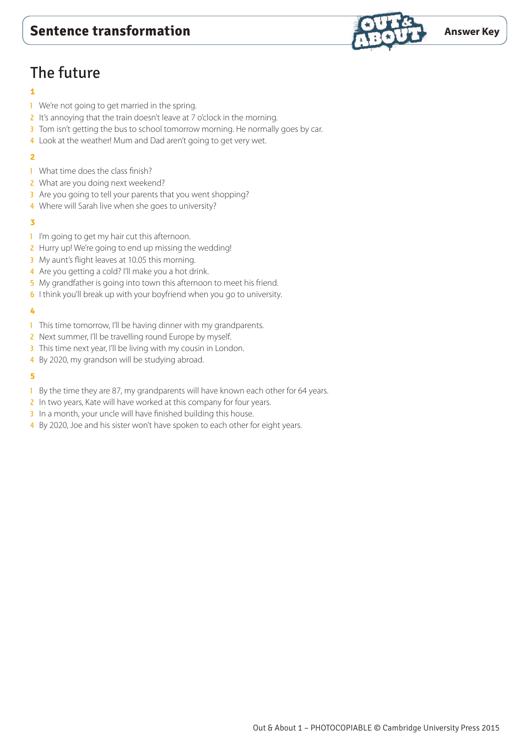# Sentence transformation

**Answer Key**

## The future

**1**

1. We're not going to get married in the spring.
2. It's annoying that the train doesn't leave at 7 o'clock in the morning.
3. Tom isn't getting the bus to school tomorrow morning. He normally goes by car.
4. Look at the weather! Mum and Dad aren't going to get very wet.

**2**

1. What time does the class finish?
2. What are you doing next weekend?
3. Are you going to tell your parents that you went shopping?
4. Where will Sarah live when she goes to university?

**3**

1. I'm going to get my hair cut this afternoon.
2. Hurry up! We're going to end up missing the wedding!
3. My aunt's flight leaves at 10.05 this morning.
4. Are you getting a cold? I'll make you a hot drink.
5. My grandfather is going into town this afternoon to meet his friend.
6. I think you'll break up with your boyfriend when you go to university.

**4**

1. This time tomorrow, I'll be having dinner with my grandparents.
2. Next summer, I'll be travelling round Europe by myself.
3. This time next year, I'll be living with my cousin in London.
4. By 2020, my grandson will be studying abroad.

**5**

1. By the time they are 87, my grandparents will have known each other for 64 years.
2. In two years, Kate will have worked at this company for four years.
3. In a month, your uncle will have finished building this house.
4. By 2020, Joe and his sister won't have spoken to each other for eight years.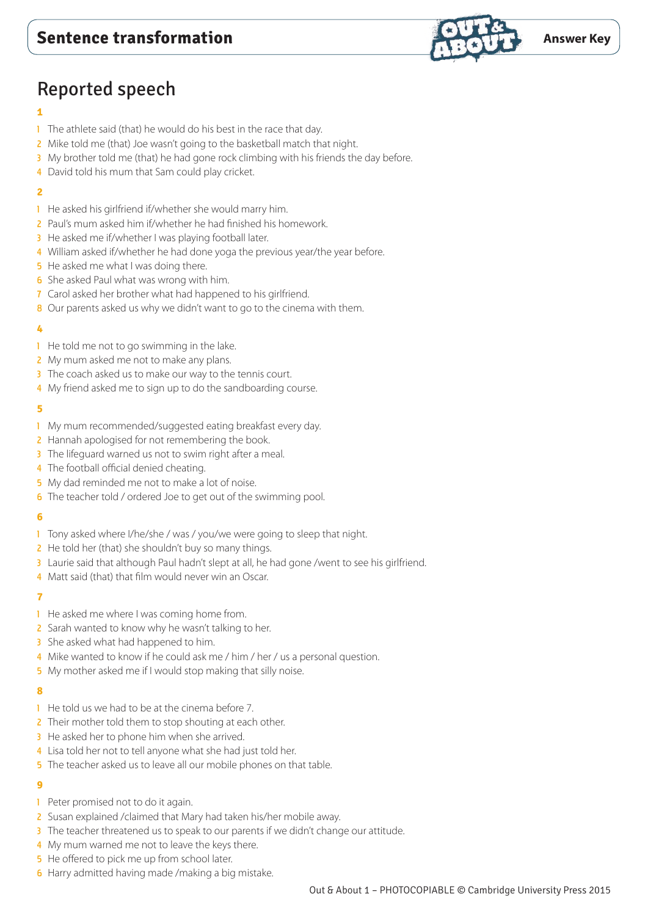# Sentence transformation

**Answer Key**

## Reported speech

**1**

1. The athlete said (that) he would do his best in the race that day.
2. Mike told me (that) Joe wasn't going to the basketball match that night.
3. My brother told me (that) he had gone rock climbing with his friends the day before.
4. David told his mum that Sam could play cricket.

**2**

1. He asked his girlfriend if/whether she would marry him.
2. Paul's mum asked him if/whether he had finished his homework.
3. He asked me if/whether I was playing football later.
4. William asked if/whether he had done yoga the previous year/the year before.
5. He asked me what I was doing there.
6. She asked Paul what was wrong with him.
7. Carol asked her brother what had happened to his girlfriend.
8. Our parents asked us why we didn't want to go to the cinema with them.

**4**

1. He told me not to go swimming in the lake.
2. My mum asked me not to make any plans.
3. The coach asked us to make our way to the tennis court.
4. My friend asked me to sign up to do the sandboarding course.

**5**

1. My mum recommended/suggested eating breakfast every day.
2. Hannah apologised for not remembering the book.
3. The lifeguard warned us not to swim right after a meal.
4. The football official denied cheating.
5. My dad reminded me not to make a lot of noise.
6. The teacher told / ordered Joe to get out of the swimming pool.

**6**

1. Tony asked where I/he/she / was / you/we were going to sleep that night.
2. He told her (that) she shouldn't buy so many things.
3. Laurie said that although Paul hadn't slept at all, he had gone /went to see his girlfriend.
4. Matt said (that) that film would never win an Oscar.

**7**

1. He asked me where I was coming home from.
2. Sarah wanted to know why he wasn't talking to her.
3. She asked what had happened to him.
4. Mike wanted to know if he could ask me / him / her / us a personal question.
5. My mother asked me if I would stop making that silly noise.

**8**

1. He told us we had to be at the cinema before 7.
2. Their mother told them to stop shouting at each other.
3. He asked her to phone him when she arrived.
4. Lisa told her not to tell anyone what she had just told her.
5. The teacher asked us to leave all our mobile phones on that table.

**9**

1. Peter promised not to do it again.
2. Susan explained /claimed that Mary had taken his/her mobile away.
3. The teacher threatened us to speak to our parents if we didn't change our attitude.
4. My mum warned me not to leave the keys there.
5. He offered to pick me up from school later.
6. Harry admitted having made /making a big mistake.

Out & About 1 – PHOTOCOPIABLE © Cambridge University Press 2015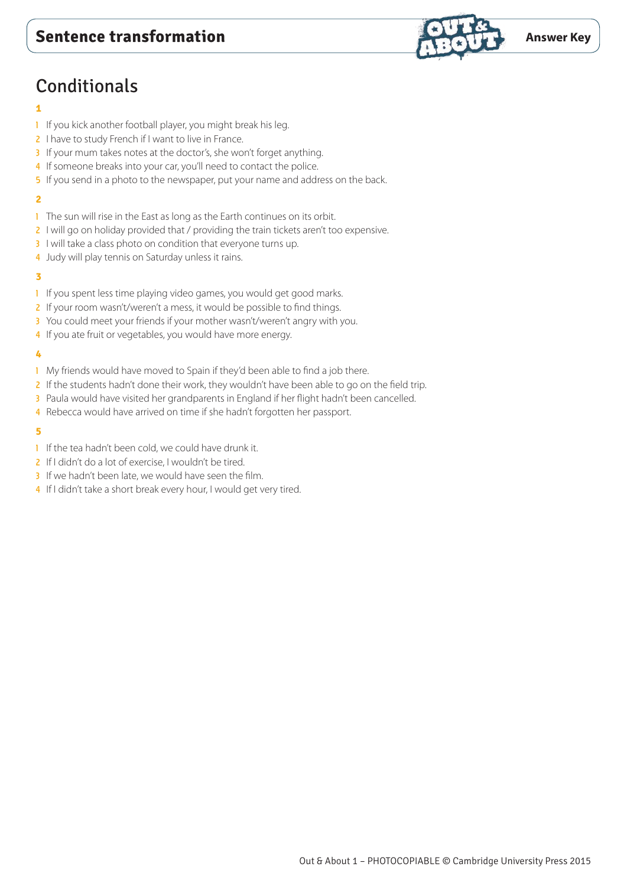# Sentence transformation

**Answer Key**

## Conditionals

**1**

1 If you kick another football player, you might break his leg.
2 I have to study French if I want to live in France.
3 If your mum takes notes at the doctor's, she won't forget anything.
4 If someone breaks into your car, you'll need to contact the police.
5 If you send in a photo to the newspaper, put your name and address on the back.

**2**

1 The sun will rise in the East as long as the Earth continues on its orbit.
2 I will go on holiday provided that / providing the train tickets aren't too expensive.
3 I will take a class photo on condition that everyone turns up.
4 Judy will play tennis on Saturday unless it rains.

**3**

1 If you spent less time playing video games, you would get good marks.
2 If your room wasn't/weren't a mess, it would be possible to find things.
3 You could meet your friends if your mother wasn't/weren't angry with you.
4 If you ate fruit or vegetables, you would have more energy.

**4**

1 My friends would have moved to Spain if they'd been able to find a job there.
2 If the students hadn't done their work, they wouldn't have been able to go on the field trip.
3 Paula would have visited her grandparents in England if her flight hadn't been cancelled.
4 Rebecca would have arrived on time if she hadn't forgotten her passport.

**5**

1 If the tea hadn't been cold, we could have drunk it.
2 If I didn't do a lot of exercise, I wouldn't be tired.
3 If we hadn't been late, we would have seen the film.
4 If I didn't take a short break every hour, I would get very tired.

Out & About 1 – PHOTOCOPIABLE © Cambridge University Press 2015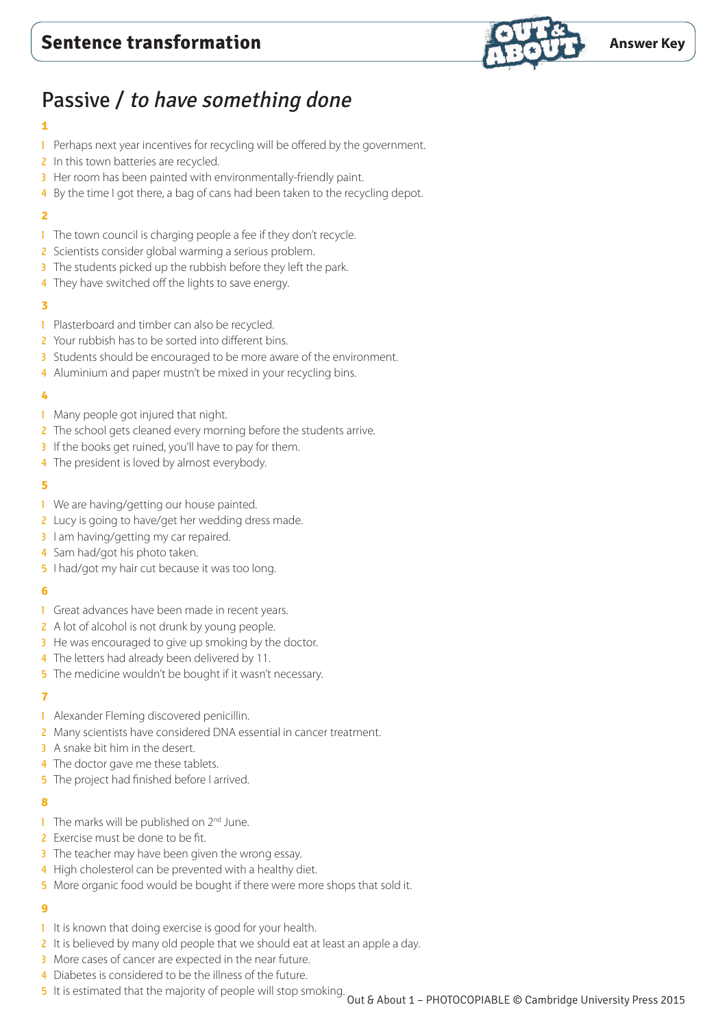# Sentence transformation

**Answer Key**

## Passive / *to have something done*

**1**

1. Perhaps next year incentives for recycling will be offered by the government.
2. In this town batteries are recycled.
3. Her room has been painted with environmentally-friendly paint.
4. By the time I got there, a bag of cans had been taken to the recycling depot.

**2**

1. The town council is charging people a fee if they don't recycle.
2. Scientists consider global warming a serious problem.
3. The students picked up the rubbish before they left the park.
4. They have switched off the lights to save energy.

**3**

1. Plasterboard and timber can also be recycled.
2. Your rubbish has to be sorted into different bins.
3. Students should be encouraged to be more aware of the environment.
4. Aluminium and paper mustn't be mixed in your recycling bins.

**4**

1. Many people got injured that night.
2. The school gets cleaned every morning before the students arrive.
3. If the books get ruined, you'll have to pay for them.
4. The president is loved by almost everybody.

**5**

1. We are having/getting our house painted.
2. Lucy is going to have/get her wedding dress made.
3. I am having/getting my car repaired.
4. Sam had/got his photo taken.
5. I had/got my hair cut because it was too long.

**6**

1. Great advances have been made in recent years.
2. A lot of alcohol is not drunk by young people.
3. He was encouraged to give up smoking by the doctor.
4. The letters had already been delivered by 11.
5. The medicine wouldn't be bought if it wasn't necessary.

**7**

1. Alexander Fleming discovered penicillin.
2. Many scientists have considered DNA essential in cancer treatment.
3. A snake bit him in the desert.
4. The doctor gave me these tablets.
5. The project had finished before I arrived.

**8**

1. The marks will be published on 2nd June.
2. Exercise must be done to be fit.
3. The teacher may have been given the wrong essay.
4. High cholesterol can be prevented with a healthy diet.
5. More organic food would be bought if there were more shops that sold it.

**9**

1. It is known that doing exercise is good for your health.
2. It is believed by many old people that we should eat at least an apple a day.
3. More cases of cancer are expected in the near future.
4. Diabetes is considered to be the illness of the future.
5. It is estimated that the majority of people will stop smoking.

Out & About 1 – PHOTOCOPIABLE © Cambridge University Press 2015